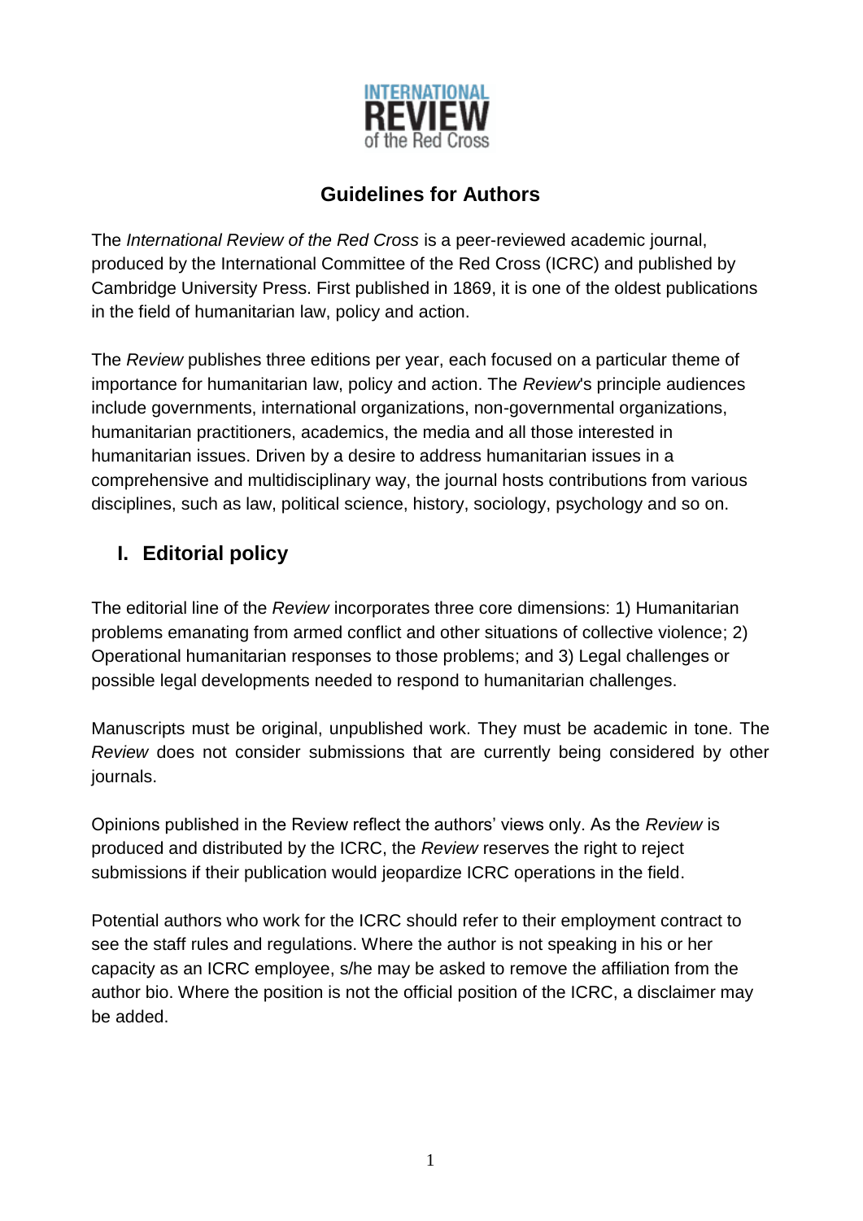INTERNATIONAL
REVIEW
of the Red Cross

# Guidelines for Authors

The *International Review of the Red Cross* is a peer-reviewed academic journal, produced by the International Committee of the Red Cross (ICRC) and published by Cambridge University Press. First published in 1869, it is one of the oldest publications in the field of humanitarian law, policy and action.

The *Review* publishes three editions per year, each focused on a particular theme of importance for humanitarian law, policy and action. The *Review*'s principle audiences include governments, international organizations, non-governmental organizations, humanitarian practitioners, academics, the media and all those interested in humanitarian issues. Driven by a desire to address humanitarian issues in a comprehensive and multidisciplinary way, the journal hosts contributions from various disciplines, such as law, political science, history, sociology, psychology and so on.

## I. Editorial policy

The editorial line of the *Review* incorporates three core dimensions: 1) Humanitarian problems emanating from armed conflict and other situations of collective violence; 2) Operational humanitarian responses to those problems; and 3) Legal challenges or possible legal developments needed to respond to humanitarian challenges.

Manuscripts must be original, unpublished work. They must be academic in tone. The *Review* does not consider submissions that are currently being considered by other journals.

Opinions published in the Review reflect the authors' views only. As the *Review* is produced and distributed by the ICRC, the *Review* reserves the right to reject submissions if their publication would jeopardize ICRC operations in the field.

Potential authors who work for the ICRC should refer to their employment contract to see the staff rules and regulations. Where the author is not speaking in his or her capacity as an ICRC employee, s/he may be asked to remove the affiliation from the author bio. Where the position is not the official position of the ICRC, a disclaimer may be added.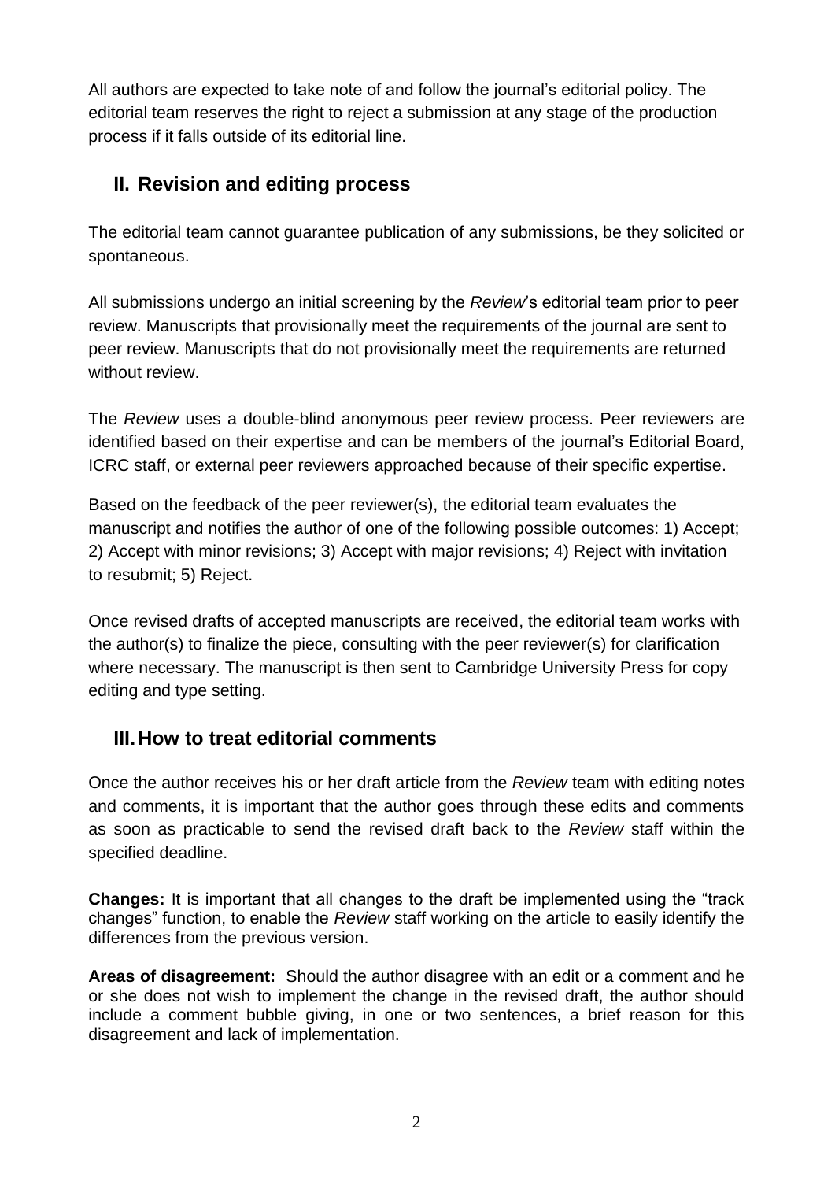All authors are expected to take note of and follow the journal's editorial policy. The editorial team reserves the right to reject a submission at any stage of the production process if it falls outside of its editorial line.

## II. Revision and editing process

The editorial team cannot guarantee publication of any submissions, be they solicited or spontaneous.

All submissions undergo an initial screening by the *Review*'s editorial team prior to peer review. Manuscripts that provisionally meet the requirements of the journal are sent to peer review. Manuscripts that do not provisionally meet the requirements are returned without review.

The *Review* uses a double-blind anonymous peer review process. Peer reviewers are identified based on their expertise and can be members of the journal's Editorial Board, ICRC staff, or external peer reviewers approached because of their specific expertise.

Based on the feedback of the peer reviewer(s), the editorial team evaluates the manuscript and notifies the author of one of the following possible outcomes: 1) Accept; 2) Accept with minor revisions; 3) Accept with major revisions; 4) Reject with invitation to resubmit; 5) Reject.

Once revised drafts of accepted manuscripts are received, the editorial team works with the author(s) to finalize the piece, consulting with the peer reviewer(s) for clarification where necessary. The manuscript is then sent to Cambridge University Press for copy editing and type setting.

## III. How to treat editorial comments

Once the author receives his or her draft article from the *Review* team with editing notes and comments, it is important that the author goes through these edits and comments as soon as practicable to send the revised draft back to the *Review* staff within the specified deadline.

**Changes:** It is important that all changes to the draft be implemented using the "track changes" function, to enable the *Review* staff working on the article to easily identify the differences from the previous version.

**Areas of disagreement:** Should the author disagree with an edit or a comment and he or she does not wish to implement the change in the revised draft, the author should include a comment bubble giving, in one or two sentences, a brief reason for this disagreement and lack of implementation.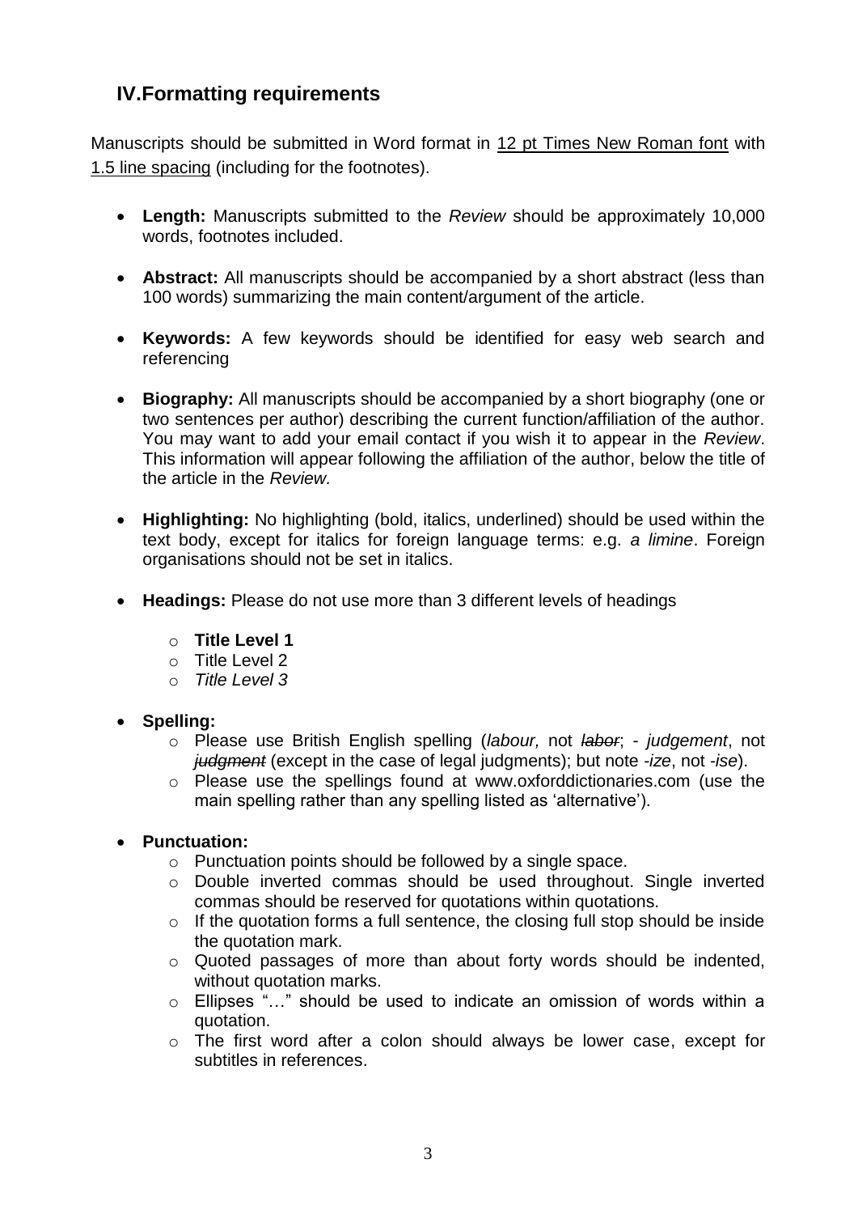## IV. Formatting requirements

Manuscripts should be submitted in Word format in <u>12 pt Times New Roman font</u> with <u>1.5 line spacing</u> (including for the footnotes).

- **Length:** Manuscripts submitted to the *Review* should be approximately 10,000 words, footnotes included.
- **Abstract:** All manuscripts should be accompanied by a short abstract (less than 100 words) summarizing the main content/argument of the article.
- **Keywords:** A few keywords should be identified for easy web search and referencing
- **Biography:** All manuscripts should be accompanied by a short biography (one or two sentences per author) describing the current function/affiliation of the author. You may want to add your email contact if you wish it to appear in the *Review*. This information will appear following the affiliation of the author, below the title of the article in the *Review.*
- **Highlighting:** No highlighting (bold, italics, underlined) should be used within the text body, except for italics for foreign language terms: e.g. *a limine*. Foreign organisations should not be set in italics.
- **Headings:** Please do not use more than 3 different levels of headings
    - **Title Level 1**
    - Title Level 2
    - *Title Level 3*
- **Spelling:**
    - Please use British English spelling (*labour,* not ~~*labor*~~; - *judgement*, not ~~*judgment*~~ (except in the case of legal judgments); but note *-ize*, not *-ise*).
    - Please use the spellings found at www.oxforddictionaries.com (use the main spelling rather than any spelling listed as 'alternative').
- **Punctuation:**
    - Punctuation points should be followed by a single space.
    - Double inverted commas should be used throughout. Single inverted commas should be reserved for quotations within quotations.
    - If the quotation forms a full sentence, the closing full stop should be inside the quotation mark.
    - Quoted passages of more than about forty words should be indented, without quotation marks.
    - Ellipses "…" should be used to indicate an omission of words within a quotation.
    - The first word after a colon should always be lower case, except for subtitles in references.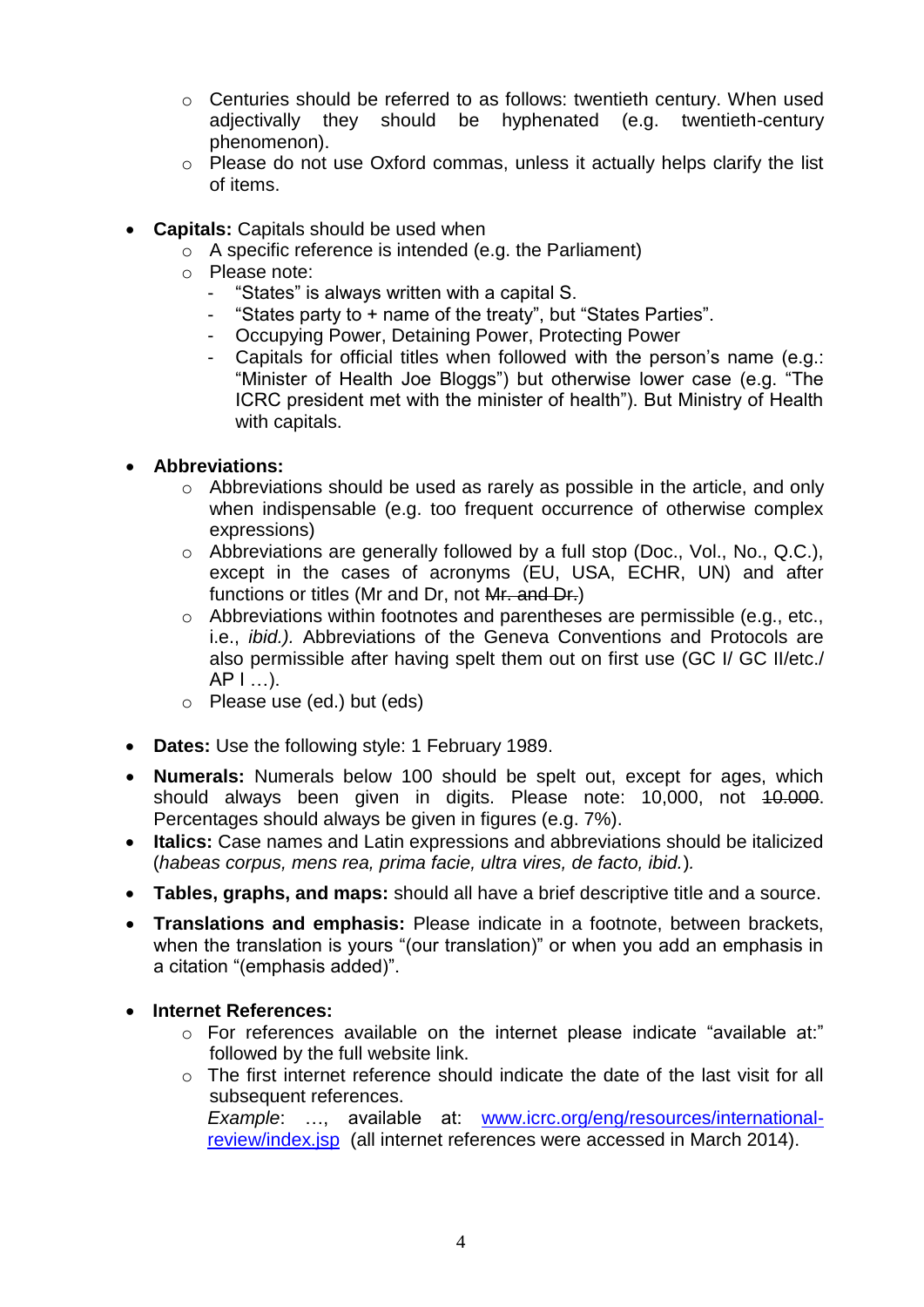- Centuries should be referred to as follows: twentieth century. When used adjectivally they should be hyphenated (e.g. twentieth-century phenomenon).
  - Please do not use Oxford commas, unless it actually helps clarify the list of items.

- **Capitals:** Capitals should be used when
  - A specific reference is intended (e.g. the Parliament)
  - Please note:
    - "States" is always written with a capital S.
    - "States party to + name of the treaty", but "States Parties".
    - Occupying Power, Detaining Power, Protecting Power
    - Capitals for official titles when followed with the person's name (e.g.: "Minister of Health Joe Bloggs") but otherwise lower case (e.g. "The ICRC president met with the minister of health"). But Ministry of Health with capitals.

- **Abbreviations:**
  - Abbreviations should be used as rarely as possible in the article, and only when indispensable (e.g. too frequent occurrence of otherwise complex expressions)
  - Abbreviations are generally followed by a full stop (Doc., Vol., No., Q.C.), except in the cases of acronyms (EU, USA, ECHR, UN) and after functions or titles (Mr and Dr, not ~~Mr. and Dr.~~)
  - Abbreviations within footnotes and parentheses are permissible (e.g., etc., i.e., *ibid.).* Abbreviations of the Geneva Conventions and Protocols are also permissible after having spelt them out on first use (GC I/ GC II/etc./ AP I …).
  - Please use (ed.) but (eds)

- **Dates:** Use the following style: 1 February 1989.
- **Numerals:** Numerals below 100 should be spelt out, except for ages, which should always been given in digits. Please note: 10,000, not ~~10.000~~. Percentages should always be given in figures (e.g. 7%).
- **Italics:** Case names and Latin expressions and abbreviations should be italicized (*habeas corpus, mens rea, prima facie, ultra vires, de facto, ibid.*).
- **Tables, graphs, and maps:** should all have a brief descriptive title and a source.
- **Translations and emphasis:** Please indicate in a footnote, between brackets, when the translation is yours "(our translation)" or when you add an emphasis in a citation "(emphasis added)".

- **Internet References:**
  - For references available on the internet please indicate "available at:" followed by the full website link.
  - The first internet reference should indicate the date of the last visit for all subsequent references.

    *Example*: …, available at: [www.icrc.org/eng/resources/international-review/index.jsp](www.icrc.org/eng/resources/international-review/index.jsp) (all internet references were accessed in March 2014).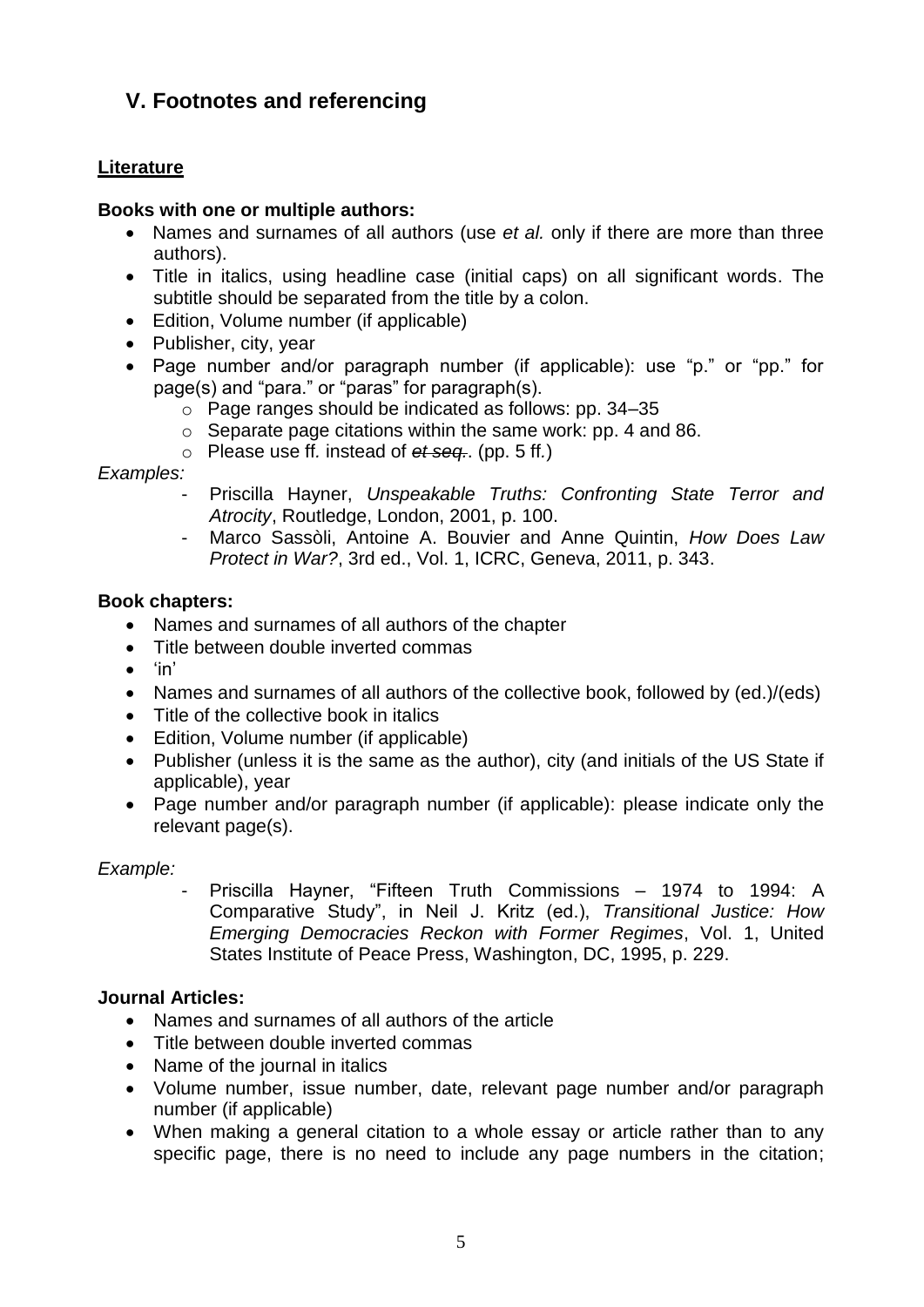## V. Footnotes and referencing

### Literature

**Books with one or multiple authors:**

- Names and surnames of all authors (use *et al.* only if there are more than three authors).
- Title in italics, using headline case (initial caps) on all significant words. The subtitle should be separated from the title by a colon.
- Edition, Volume number (if applicable)
- Publisher, city, year
- Page number and/or paragraph number (if applicable): use "p." or "pp." for page(s) and "para." or "paras" for paragraph(s).
  - Page ranges should be indicated as follows: pp. 34–35
  - Separate page citations within the same work: pp. 4 and 86.
  - Please use ff*.* instead of ~~*et seq.*~~. (pp. 5 ff.)

*Examples:*

- Priscilla Hayner, *Unspeakable Truths: Confronting State Terror and Atrocity*, Routledge, London, 2001, p. 100.
- Marco Sassòli, Antoine A. Bouvier and Anne Quintin, *How Does Law Protect in War?*, 3rd ed., Vol. 1, ICRC, Geneva, 2011, p. 343.

**Book chapters:**

- Names and surnames of all authors of the chapter
- Title between double inverted commas
- 'in'
- Names and surnames of all authors of the collective book, followed by (ed.)/(eds)
- Title of the collective book in italics
- Edition, Volume number (if applicable)
- Publisher (unless it is the same as the author), city (and initials of the US State if applicable), year
- Page number and/or paragraph number (if applicable): please indicate only the relevant page(s).

*Example:*

- Priscilla Hayner, "Fifteen Truth Commissions – 1974 to 1994: A Comparative Study", in Neil J. Kritz (ed.), *Transitional Justice: How Emerging Democracies Reckon with Former Regimes*, Vol. 1, United States Institute of Peace Press, Washington, DC, 1995, p. 229.

**Journal Articles:**

- Names and surnames of all authors of the article
- Title between double inverted commas
- Name of the journal in italics
- Volume number, issue number, date, relevant page number and/or paragraph number (if applicable)
- When making a general citation to a whole essay or article rather than to any specific page, there is no need to include any page numbers in the citation;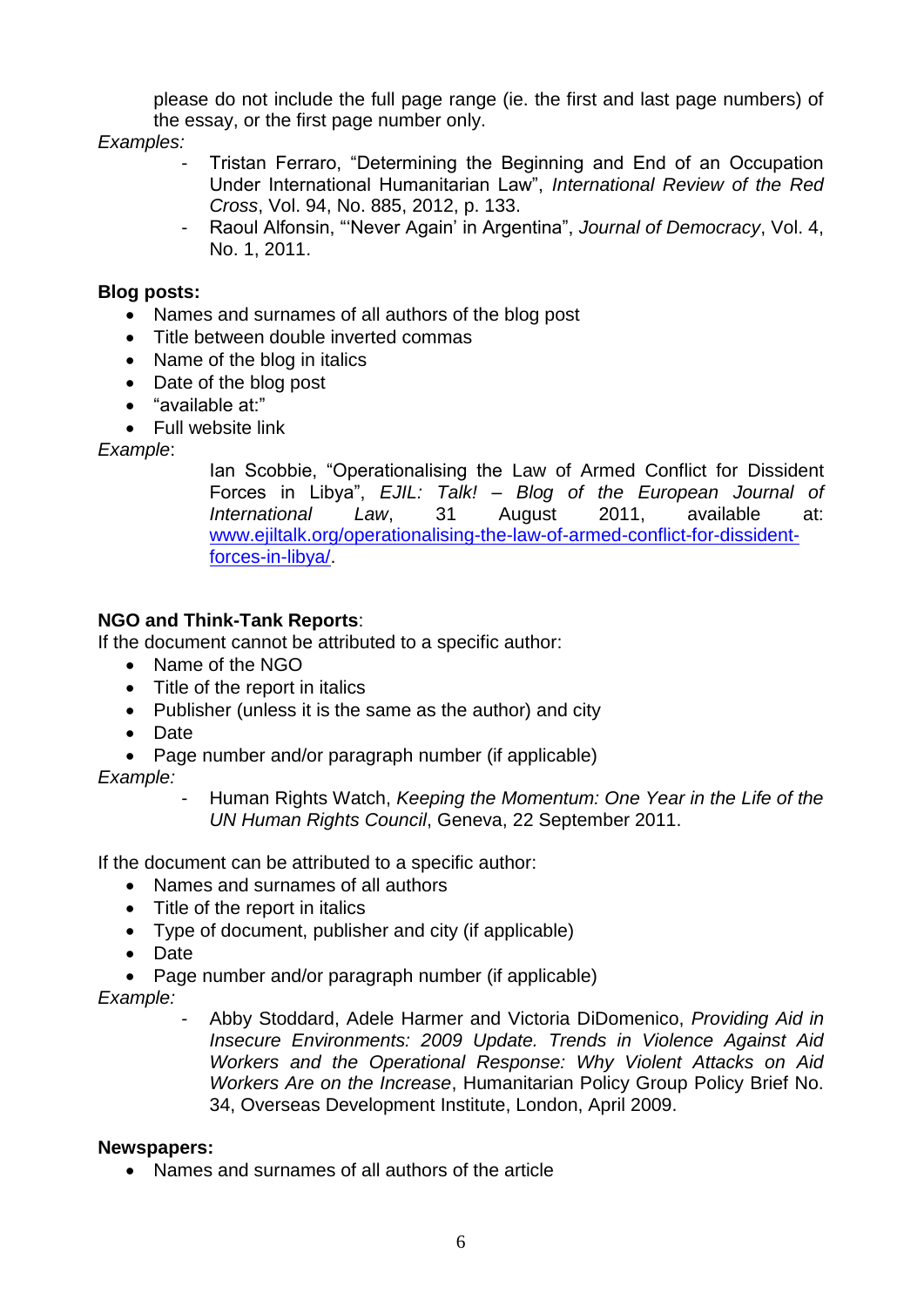please do not include the full page range (ie. the first and last page numbers) of the essay, or the first page number only.

*Examples:*

- Tristan Ferraro, "Determining the Beginning and End of an Occupation Under International Humanitarian Law", *International Review of the Red Cross*, Vol. 94, No. 885, 2012, p. 133.
- Raoul Alfonsin, "'Never Again' in Argentina", *Journal of Democracy*, Vol. 4, No. 1, 2011.

**Blog posts:**

- Names and surnames of all authors of the blog post
- Title between double inverted commas
- Name of the blog in italics
- Date of the blog post
- "available at:"
- Full website link

*Example*:

Ian Scobbie, "Operationalising the Law of Armed Conflict for Dissident Forces in Libya", *EJIL: Talk! – Blog of the European Journal of International Law*, 31 August 2011, available at: [www.ejiltalk.org/operationalising-the-law-of-armed-conflict-for-dissident-forces-in-libya/](www.ejiltalk.org/operationalising-the-law-of-armed-conflict-for-dissident-forces-in-libya/).

**NGO and Think-Tank Reports**:

If the document cannot be attributed to a specific author:

- Name of the NGO
- Title of the report in italics
- Publisher (unless it is the same as the author) and city
- Date
- Page number and/or paragraph number (if applicable)

*Example:*

- Human Rights Watch, *Keeping the Momentum: One Year in the Life of the UN Human Rights Council*, Geneva, 22 September 2011.

If the document can be attributed to a specific author:

- Names and surnames of all authors
- Title of the report in italics
- Type of document, publisher and city (if applicable)
- Date
- Page number and/or paragraph number (if applicable)

*Example:*

- Abby Stoddard, Adele Harmer and Victoria DiDomenico, *Providing Aid in Insecure Environments: 2009 Update. Trends in Violence Against Aid Workers and the Operational Response: Why Violent Attacks on Aid Workers Are on the Increase*, Humanitarian Policy Group Policy Brief No. 34, Overseas Development Institute, London, April 2009.

**Newspapers:**

- Names and surnames of all authors of the article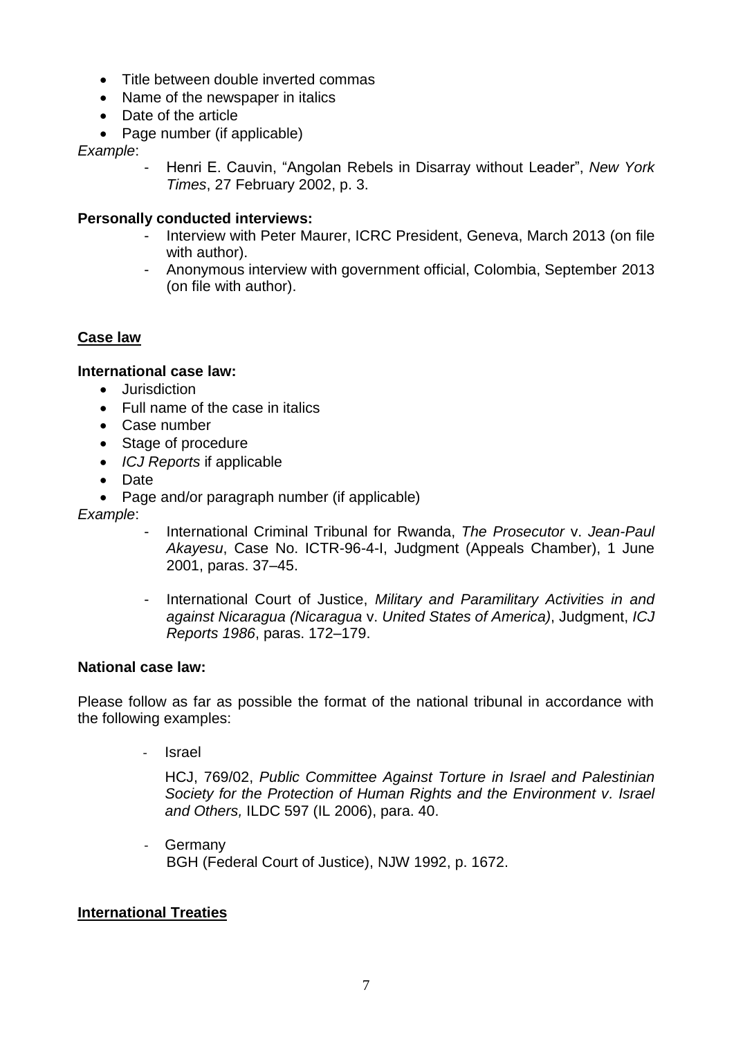- Title between double inverted commas
- Name of the newspaper in italics
- Date of the article
- Page number (if applicable)

*Example*:

- Henri E. Cauvin, "Angolan Rebels in Disarray without Leader", *New York Times*, 27 February 2002, p. 3.

**Personally conducted interviews:**

- Interview with Peter Maurer, ICRC President, Geneva, March 2013 (on file with author).
- Anonymous interview with government official, Colombia, September 2013 (on file with author).

## Case law

**International case law:**

- Jurisdiction
- Full name of the case in italics
- Case number
- Stage of procedure
- *ICJ Reports* if applicable
- Date
- Page and/or paragraph number (if applicable)

*Example*:

- International Criminal Tribunal for Rwanda, *The Prosecutor* v. *Jean-Paul Akayesu*, Case No. ICTR-96-4-I, Judgment (Appeals Chamber), 1 June 2001, paras. 37–45.
- International Court of Justice, *Military and Paramilitary Activities in and against Nicaragua (Nicaragua* v. *United States of America)*, Judgment, *ICJ Reports 1986*, paras. 172–179.

**National case law:**

Please follow as far as possible the format of the national tribunal in accordance with the following examples:

- Israel

  HCJ, 769/02, *Public Committee Against Torture in Israel and Palestinian Society for the Protection of Human Rights and the Environment v. Israel and Others,* ILDC 597 (IL 2006), para. 40.

- Germany

  BGH (Federal Court of Justice), NJW 1992, p. 1672.

## International Treaties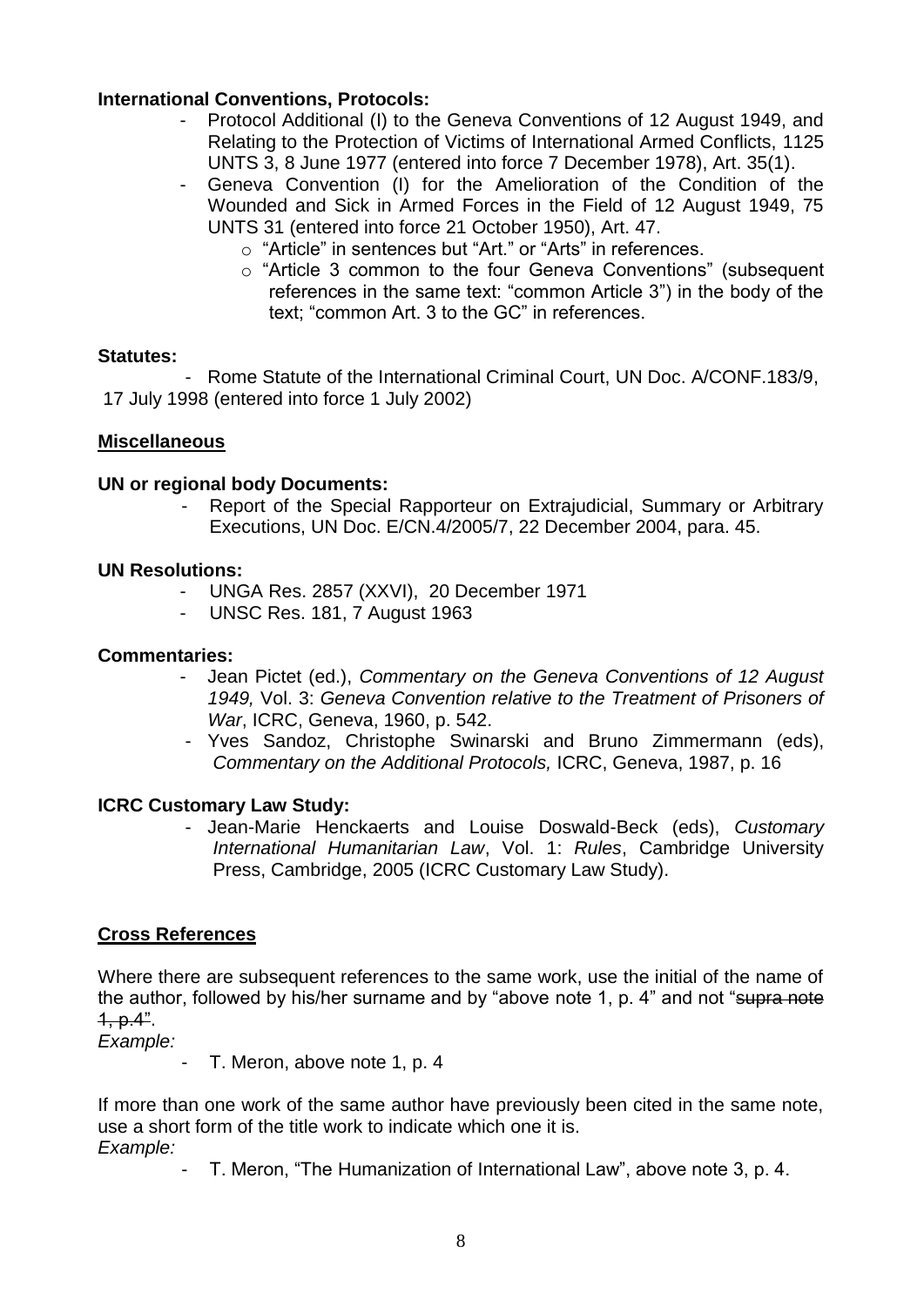**International Conventions, Protocols:**

- Protocol Additional (I) to the Geneva Conventions of 12 August 1949, and Relating to the Protection of Victims of International Armed Conflicts, 1125 UNTS 3, 8 June 1977 (entered into force 7 December 1978), Art. 35(1).
- Geneva Convention (I) for the Amelioration of the Condition of the Wounded and Sick in Armed Forces in the Field of 12 August 1949, 75 UNTS 31 (entered into force 21 October 1950), Art. 47.
    - "Article" in sentences but "Art." or "Arts" in references.
    - "Article 3 common to the four Geneva Conventions" (subsequent references in the same text: "common Article 3") in the body of the text; "common Art. 3 to the GC" in references.

**Statutes:**

- Rome Statute of the International Criminal Court, UN Doc. A/CONF.183/9, 17 July 1998 (entered into force 1 July 2002)

## Miscellaneous

**UN or regional body Documents:**

- Report of the Special Rapporteur on Extrajudicial, Summary or Arbitrary Executions, UN Doc. E/CN.4/2005/7, 22 December 2004, para. 45.

**UN Resolutions:**

- UNGA Res. 2857 (XXVI), 20 December 1971
- UNSC Res. 181, 7 August 1963

**Commentaries:**

- Jean Pictet (ed.), *Commentary on the Geneva Conventions of 12 August 1949,* Vol. 3: *Geneva Convention relative to the Treatment of Prisoners of War*, ICRC, Geneva, 1960, p. 542.
- Yves Sandoz, Christophe Swinarski and Bruno Zimmermann (eds), *Commentary on the Additional Protocols,* ICRC, Geneva, 1987, p. 16

**ICRC Customary Law Study:**

- Jean-Marie Henckaerts and Louise Doswald-Beck (eds), *Customary International Humanitarian Law*, Vol. 1: *Rules*, Cambridge University Press, Cambridge, 2005 (ICRC Customary Law Study).

## Cross References

Where there are subsequent references to the same work, use the initial of the name of the author, followed by his/her surname and by "above note 1, p. 4" and not "~~supra note 1, p.4~~".

*Example:*

- T. Meron, above note 1, p. 4

If more than one work of the same author have previously been cited in the same note, use a short form of the title work to indicate which one it is.

*Example:*

- T. Meron, "The Humanization of International Law", above note 3, p. 4.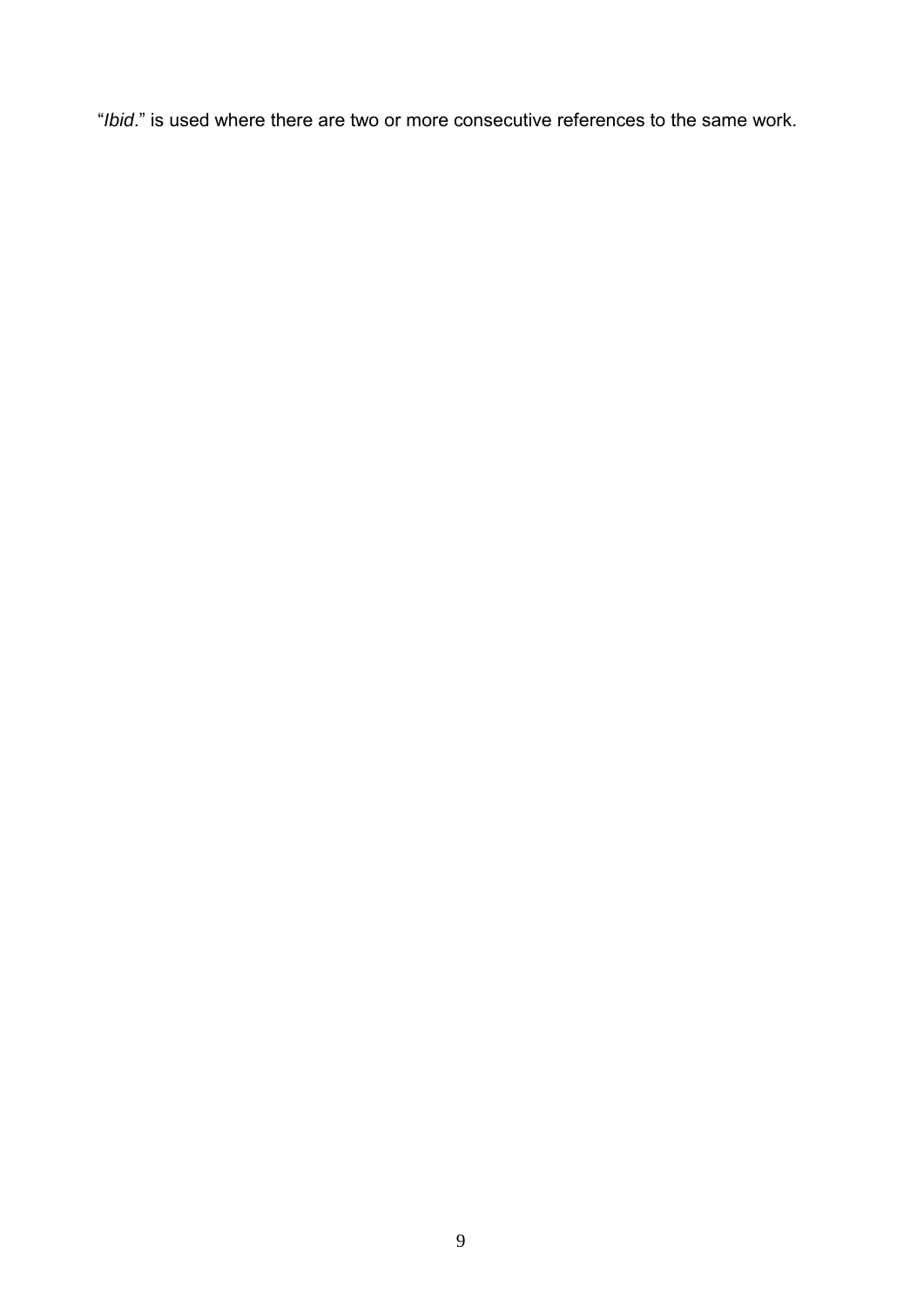"*Ibid*." is used where there are two or more consecutive references to the same work.